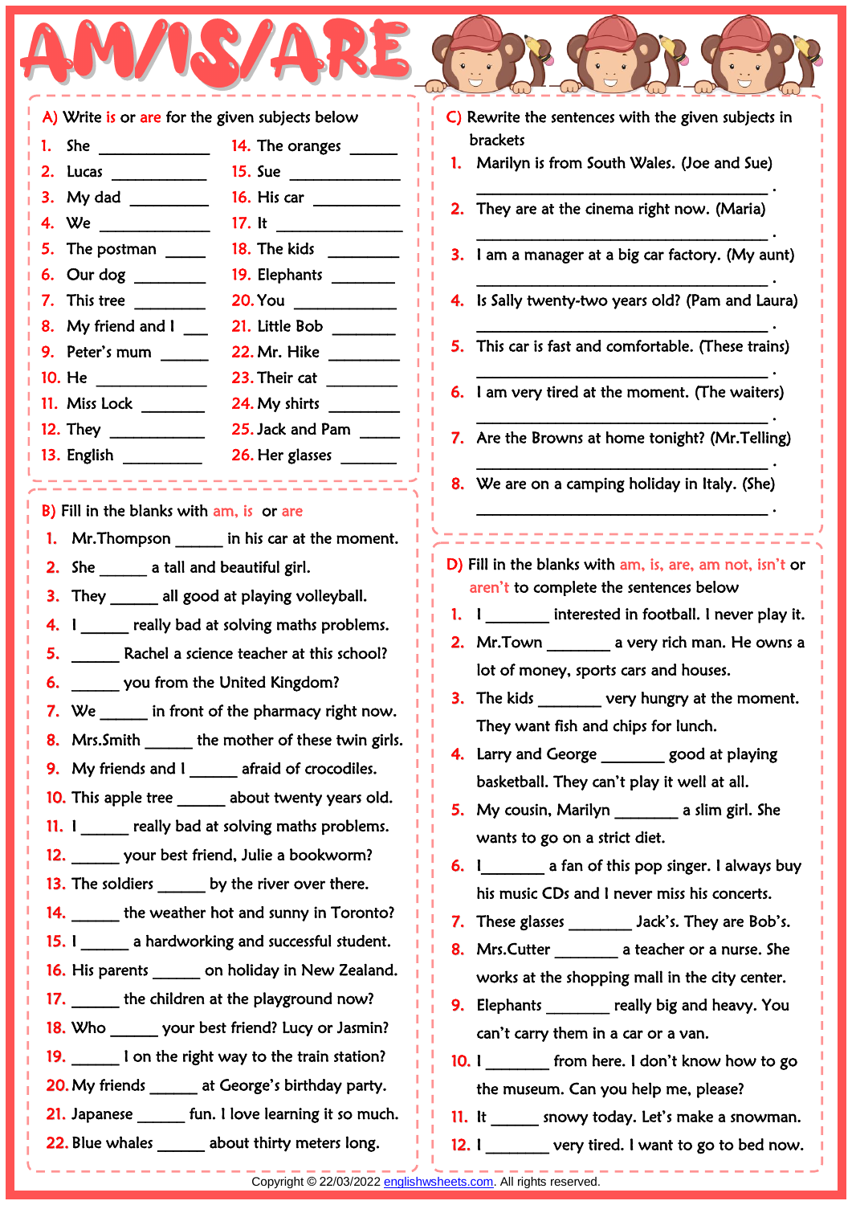# AM/IS/ARE

## A) Write is or are for the given subjects below

1. She ____________
2. Lucas ____________
3. My dad __________
4. We ____________
5. The postman _____
6. Our dog _________
7. This tree _________
8. My friend and I ___
9. Peter's mum ______
10. He ____________
11. Miss Lock _______
12. They ___________
13. English _________
14. The oranges ______
15. Sue ____________
16. His car __________
17. It ______________
18. The kids _________
19. Elephants ________
20. You ____________
21. Little Bob ________
22. Mr. Hike _________
23. Their cat ________
24. My shirts ________
25. Jack and Pam _____
26. Her glasses _______

## B) Fill in the blanks with am, is or are

1. Mr.Thompson ______ in his car at the moment.
2. She ______ a tall and beautiful girl.
3. They ______ all good at playing volleyball.
4. I ______ really bad at solving maths problems.
5. ______ Rachel a science teacher at this school?
6. ______ you from the United Kingdom?
7. We ______ in front of the pharmacy right now.
8. Mrs.Smith ______ the mother of these twin girls.
9. My friends and I ______ afraid of crocodiles.
10. This apple tree ______ about twenty years old.
11. I ______ really bad at solving maths problems.
12. ______ your best friend, Julie a bookworm?
13. The soldiers ______ by the river over there.
14. ______ the weather hot and sunny in Toronto?
15. I ______ a hardworking and successful student.
16. His parents ______ on holiday in New Zealand.
17. ______ the children at the playground now?
18. Who ______ your best friend? Lucy or Jasmin?
19. ______ I on the right way to the train station?
20. My friends ______ at George's birthday party.
21. Japanese ______ fun. I love learning it so much.
22. Blue whales ______ about thirty meters long.

## C) Rewrite the sentences with the given subjects in brackets

1. Marilyn is from South Wales. (Joe and Sue)
   ______________________________________ .
2. They are at the cinema right now. (Maria)
   ______________________________________ .
3. I am a manager at a big car factory. (My aunt)
   ______________________________________ .
4. Is Sally twenty-two years old? (Pam and Laura)
   ______________________________________ .
5. This car is fast and comfortable. (These trains)
   ______________________________________ .
6. I am very tired at the moment. (The waiters)
   ______________________________________ .
7. Are the Browns at home tonight? (Mr.Telling)
   ______________________________________ .
8. We are on a camping holiday in Italy. (She)
   ______________________________________ .

## D) Fill in the blanks with am, is, are, am not, isn't or aren't to complete the sentences below

1. I ________ interested in football. I never play it.
2. Mr.Town ________ a very rich man. He owns a lot of money, sports cars and houses.
3. The kids ________ very hungry at the moment. They want fish and chips for lunch.
4. Larry and George ________ good at playing basketball. They can't play it well at all.
5. My cousin, Marilyn ________ a slim girl. She wants to go on a strict diet.
6. I________ a fan of this pop singer. I always buy his music CDs and I never miss his concerts.
7. These glasses ________ Jack's. They are Bob's.
8. Mrs.Cutter ________ a teacher or a nurse. She works at the shopping mall in the city center.
9. Elephants ________ really big and heavy. You can't carry them in a car or a van.
10. I ________ from here. I don't know how to go the museum. Can you help me, please?
11. It ______ snowy today. Let's make a snowman.
12. I ________ very tired. I want to go to bed now.

Copyright © 22/03/2022 englishwsheets.com. All rights reserved.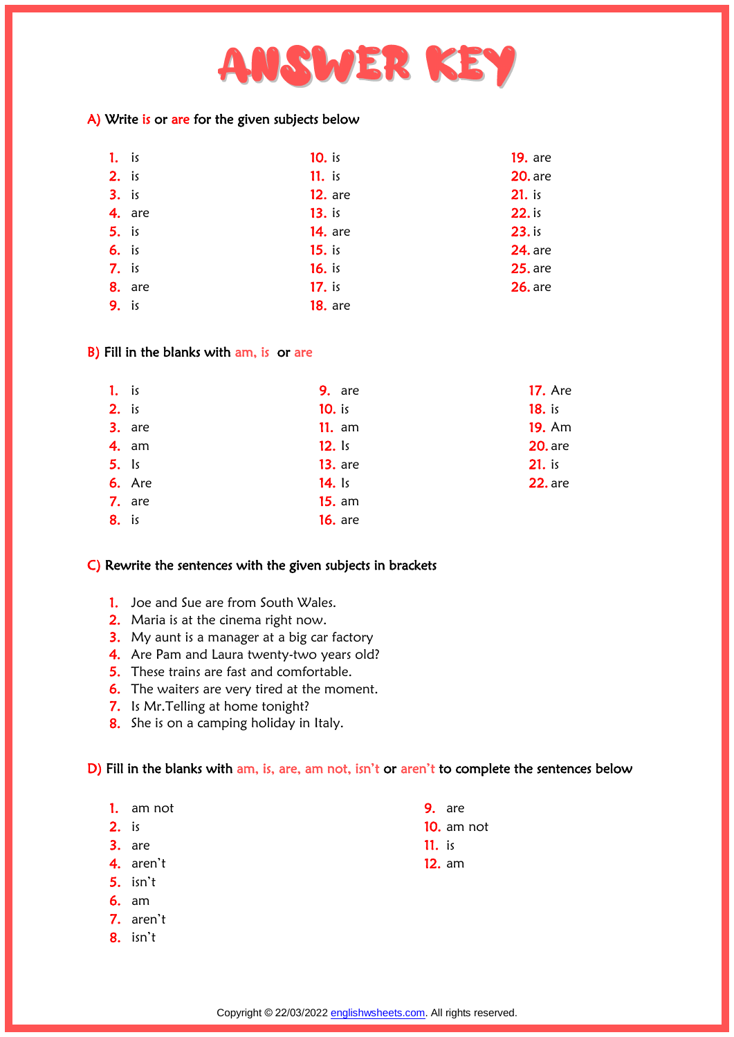# ANSWER KEY

## A) Write is or are for the given subjects below

1. is
2. is
3. is
4. are
5. is
6. is
7. is
8. are
9. is
10. is
11. is
12. are
13. is
14. are
15. is
16. is
17. is
18. are
19. are
20. are
21. is
22. is
23. is
24. are
25. are
26. are

## B) Fill in the blanks with am, is or are

1. is
2. is
3. are
4. am
5. Is
6. Are
7. are
8. is
9. are
10. is
11. am
12. Is
13. are
14. Is
15. am
16. are
17. Are
18. is
19. Am
20. are
21. is
22. are

## C) Rewrite the sentences with the given subjects in brackets

1. Joe and Sue are from South Wales.
2. Maria is at the cinema right now.
3. My aunt is a manager at a big car factory
4. Are Pam and Laura twenty-two years old?
5. These trains are fast and comfortable.
6. The waiters are very tired at the moment.
7. Is Mr.Telling at home tonight?
8. She is on a camping holiday in Italy.

## D) Fill in the blanks with am, is, are, am not, isn't or aren't to complete the sentences below

1. am not
2. is
3. are
4. aren't
5. isn't
6. am
7. aren't
8. isn't
9. are
10. am not
11. is
12. am

Copyright © 22/03/2022 englishwsheets.com. All rights reserved.